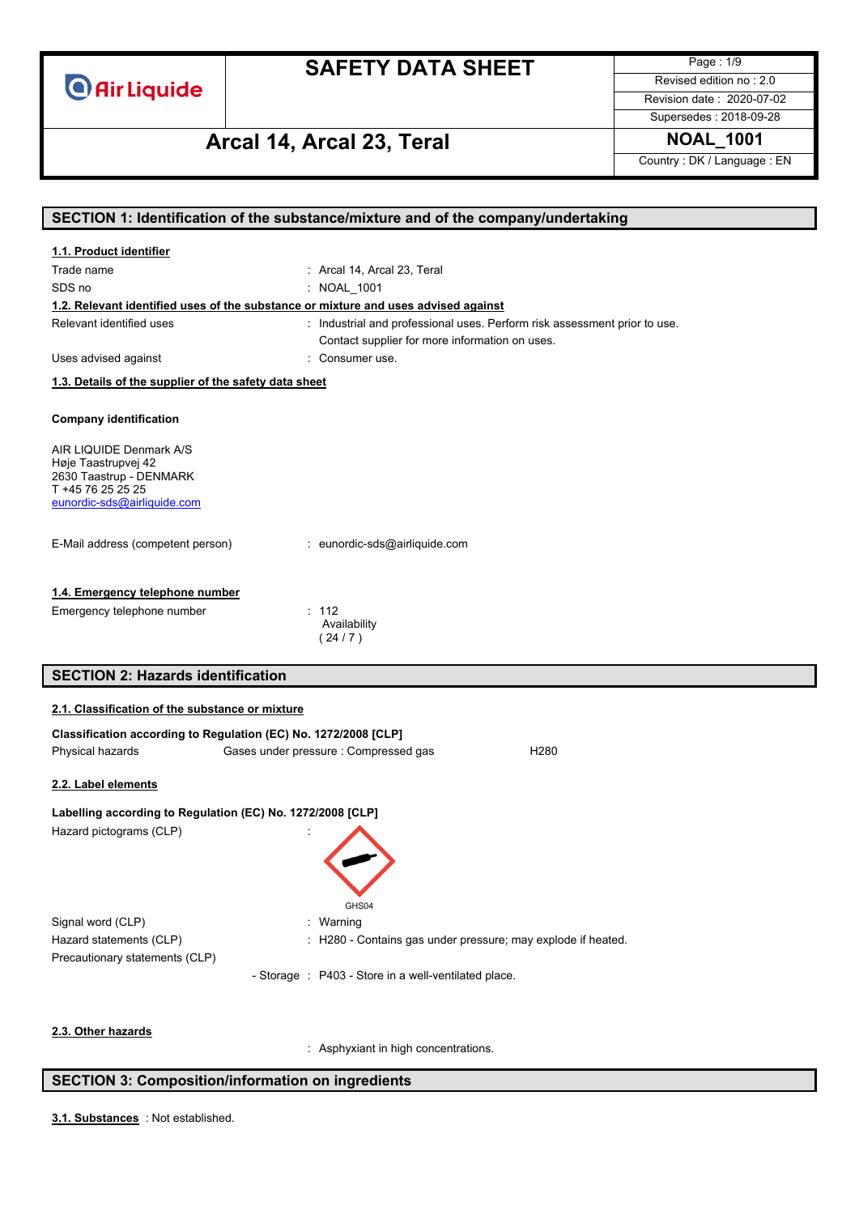# SAFETY DATA SHEET

## Arcal 14, Arcal 23, Teral

| | |
|---|---|
| Revised edition no : 2.0 | |
| Revision date : 2020-07-02 | |
| Supersedes : 2018-09-28 | |
| NOAL_1001 | |
| Country : DK / Language : EN | |

## SECTION 1: Identification of the substance/mixture and of the company/undertaking

**1.1. Product identifier**

Trade name : Arcal 14, Arcal 23, Teral

SDS no : NOAL_1001

**1.2. Relevant identified uses of the substance or mixture and uses advised against**

Relevant identified uses : Industrial and professional uses. Perform risk assessment prior to use. Contact supplier for more information on uses.

Uses advised against : Consumer use.

**1.3. Details of the supplier of the safety data sheet**

**Company identification**

AIR LIQUIDE Denmark A/S
Høje Taastrupvej 42
2630 Taastrup - DENMARK
T +45 76 25 25 25
eunordic-sds@airliquide.com

E-Mail address (competent person) : eunordic-sds@airliquide.com

**1.4. Emergency telephone number**

Emergency telephone number : 112
Availability
( 24 / 7 )

## SECTION 2: Hazards identification

**2.1. Classification of the substance or mixture**

**Classification according to Regulation (EC) No. 1272/2008 [CLP]**

Physical hazards    Gases under pressure : Compressed gas    H280

**2.2. Label elements**

**Labelling according to Regulation (EC) No. 1272/2008 [CLP]**

Hazard pictograms (CLP) :

GHS04

Signal word (CLP) : Warning

Hazard statements (CLP) : H280 - Contains gas under pressure; may explode if heated.

Precautionary statements (CLP)

- Storage : P403 - Store in a well-ventilated place.

**2.3. Other hazards**

: Asphyxiant in high concentrations.

## SECTION 3: Composition/information on ingredients

**3.1. Substances** : Not established.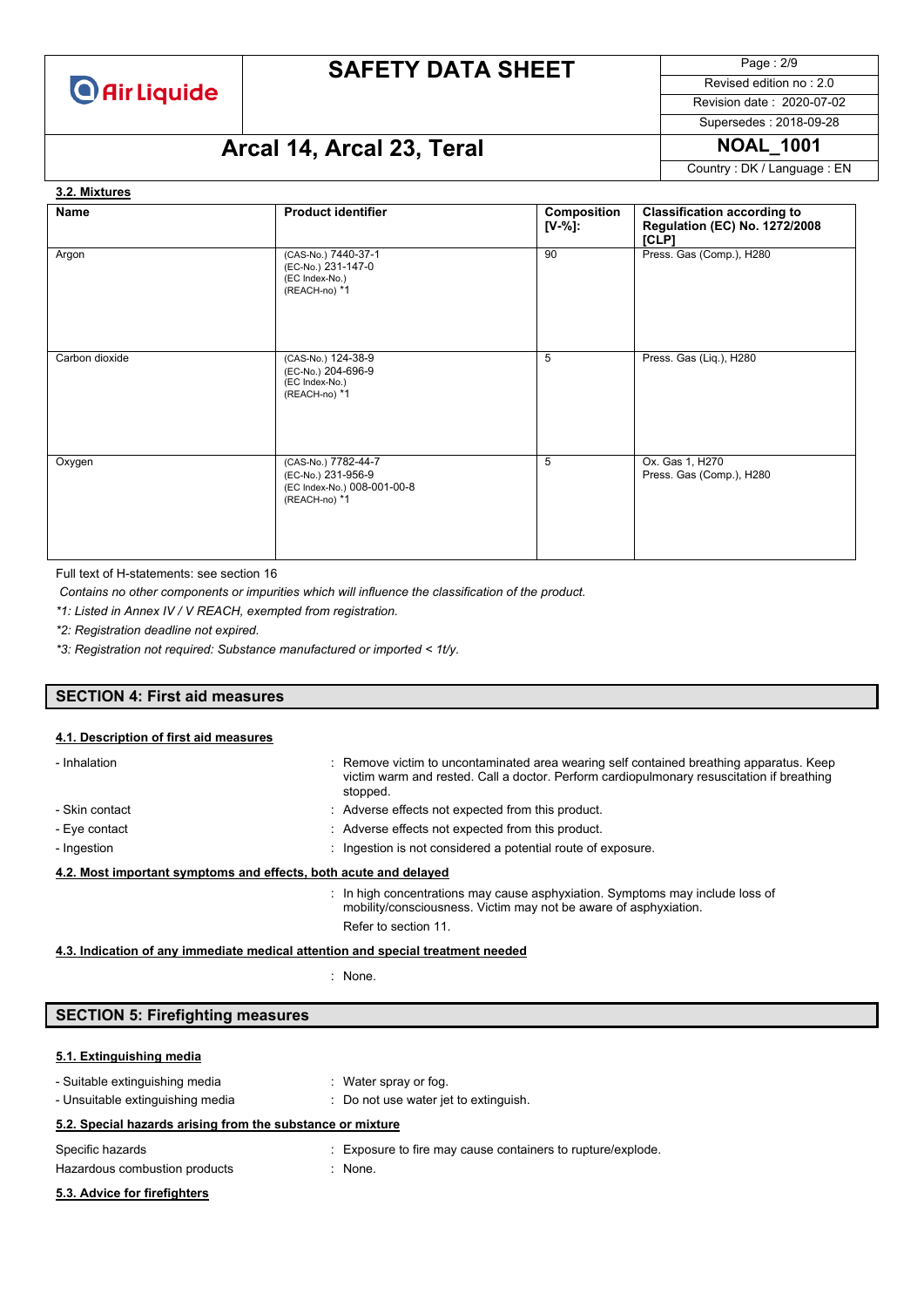### 3.2. Mixtures

| Name | Product identifier | Composition [V-%]: | Classification according to Regulation (EC) No. 1272/2008 [CLP] |
|---|---|---|---|
| Argon | (CAS-No.) 7440-37-1<br>(EC-No.) 231-147-0<br>(EC Index-No.)<br>(REACH-no) *1 | 90 | Press. Gas (Comp.), H280 |
| Carbon dioxide | (CAS-No.) 124-38-9<br>(EC-No.) 204-696-9<br>(EC Index-No.)<br>(REACH-no) *1 | 5 | Press. Gas (Liq.), H280 |
| Oxygen | (CAS-No.) 7782-44-7<br>(EC-No.) 231-956-9<br>(EC Index-No.) 008-001-00-8<br>(REACH-no) *1 | 5 | Ox. Gas 1, H270<br>Press. Gas (Comp.), H280 |

Full text of H-statements: see section 16

*Contains no other components or impurities which will influence the classification of the product.*

*\*1: Listed in Annex IV / V REACH, exempted from registration.*

*\*2: Registration deadline not expired.*

*\*3: Registration not required: Substance manufactured or imported < 1t/y.*

## SECTION 4: First aid measures

### 4.1. Description of first aid measures

- Inhalation : Remove victim to uncontaminated area wearing self contained breathing apparatus. Keep victim warm and rested. Call a doctor. Perform cardiopulmonary resuscitation if breathing stopped.
- Skin contact : Adverse effects not expected from this product.
- Eye contact : Adverse effects not expected from this product.
- Ingestion : Ingestion is not considered a potential route of exposure.

### 4.2. Most important symptoms and effects, both acute and delayed

: In high concentrations may cause asphyxiation. Symptoms may include loss of mobility/consciousness. Victim may not be aware of asphyxiation.

Refer to section 11.

### 4.3. Indication of any immediate medical attention and special treatment needed

: None.

## SECTION 5: Firefighting measures

### 5.1. Extinguishing media

- Suitable extinguishing media : Water spray or fog.
- Unsuitable extinguishing media : Do not use water jet to extinguish.

### 5.2. Special hazards arising from the substance or mixture

Specific hazards : Exposure to fire may cause containers to rupture/explode.

Hazardous combustion products : None.

### 5.3. Advice for firefighters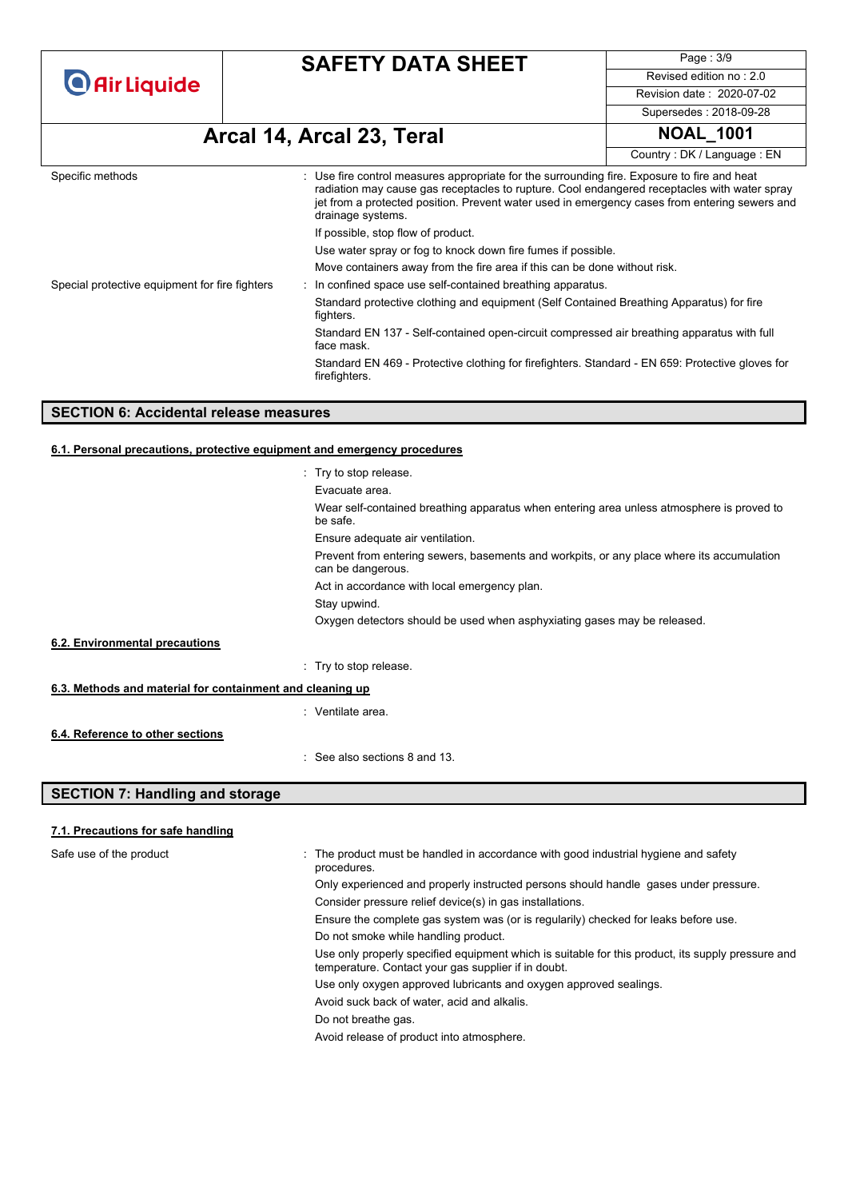| | |
|---|---|
| Specific methods | : Use fire control measures appropriate for the surrounding fire. Exposure to fire and heat radiation may cause gas receptacles to rupture. Cool endangered receptacles with water spray jet from a protected position. Prevent water used in emergency cases from entering sewers and drainage systems.<br>If possible, stop flow of product.<br>Use water spray or fog to knock down fire fumes if possible.<br>Move containers away from the fire area if this can be done without risk. |
| Special protective equipment for fire fighters | : In confined space use self-contained breathing apparatus.<br>Standard protective clothing and equipment (Self Contained Breathing Apparatus) for fire fighters.<br>Standard EN 137 - Self-contained open-circuit compressed air breathing apparatus with full face mask.<br>Standard EN 469 - Protective clothing for firefighters. Standard - EN 659: Protective gloves for firefighters. |

## SECTION 6: Accidental release measures

### 6.1. Personal precautions, protective equipment and emergency procedures

: Try to stop release.

Evacuate area.

Wear self-contained breathing apparatus when entering area unless atmosphere is proved to be safe.

Ensure adequate air ventilation.

Prevent from entering sewers, basements and workpits, or any place where its accumulation can be dangerous.

Act in accordance with local emergency plan.

Stay upwind.

Oxygen detectors should be used when asphyxiating gases may be released.

### 6.2. Environmental precautions

: Try to stop release.

### 6.3. Methods and material for containment and cleaning up

: Ventilate area.

### 6.4. Reference to other sections

: See also sections 8 and 13.

## SECTION 7: Handling and storage

### 7.1. Precautions for safe handling

Safe use of the product : The product must be handled in accordance with good industrial hygiene and safety procedures.

Only experienced and properly instructed persons should handle gases under pressure.

Consider pressure relief device(s) in gas installations.

Ensure the complete gas system was (or is regularily) checked for leaks before use.

Do not smoke while handling product.

Use only properly specified equipment which is suitable for this product, its supply pressure and temperature. Contact your gas supplier if in doubt.

Use only oxygen approved lubricants and oxygen approved sealings.

Avoid suck back of water, acid and alkalis.

Do not breathe gas.

Avoid release of product into atmosphere.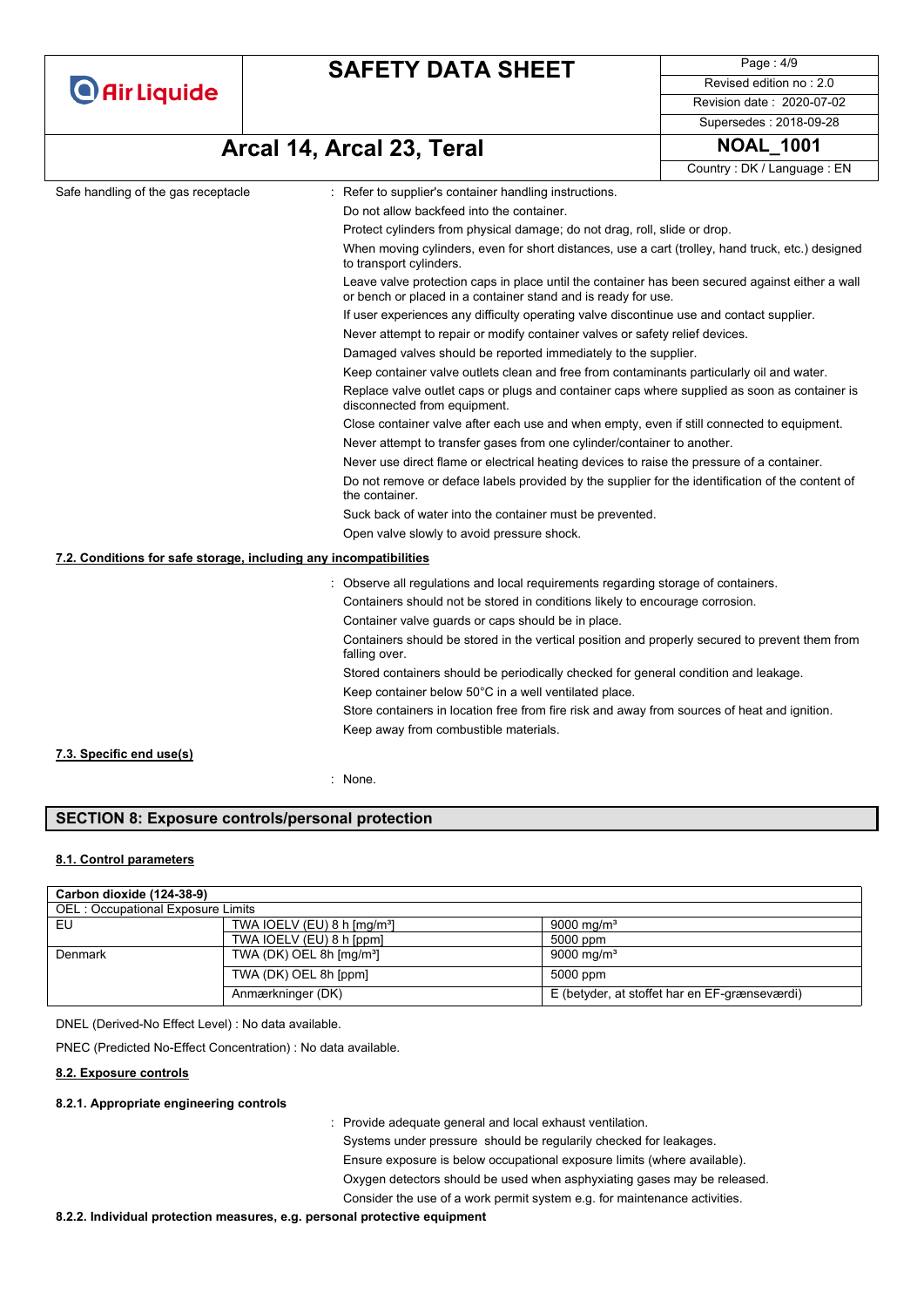Safe handling of the gas receptacle : Refer to supplier's container handling instructions.
Do not allow backfeed into the container.
Protect cylinders from physical damage; do not drag, roll, slide or drop.
When moving cylinders, even for short distances, use a cart (trolley, hand truck, etc.) designed to transport cylinders.
Leave valve protection caps in place until the container has been secured against either a wall or bench or placed in a container stand and is ready for use.
If user experiences any difficulty operating valve discontinue use and contact supplier.
Never attempt to repair or modify container valves or safety relief devices.
Damaged valves should be reported immediately to the supplier.
Keep container valve outlets clean and free from contaminants particularly oil and water.
Replace valve outlet caps or plugs and container caps where supplied as soon as container is disconnected from equipment.
Close container valve after each use and when empty, even if still connected to equipment.
Never attempt to transfer gases from one cylinder/container to another.
Never use direct flame or electrical heating devices to raise the pressure of a container.
Do not remove or deface labels provided by the supplier for the identification of the content of the container.
Suck back of water into the container must be prevented.
Open valve slowly to avoid pressure shock.

### 7.2. Conditions for safe storage, including any incompatibilities

: Observe all regulations and local requirements regarding storage of containers.
Containers should not be stored in conditions likely to encourage corrosion.
Container valve guards or caps should be in place.
Containers should be stored in the vertical position and properly secured to prevent them from falling over.
Stored containers should be periodically checked for general condition and leakage.
Keep container below 50°C in a well ventilated place.
Store containers in location free from fire risk and away from sources of heat and ignition.
Keep away from combustible materials.

### 7.3. Specific end use(s)

: None.

## SECTION 8: Exposure controls/personal protection

### 8.1. Control parameters

| Carbon dioxide (124-38-9) | | |
|---|---|---|
| OEL : Occupational Exposure Limits | | |
| EU | TWA IOELV (EU) 8 h [mg/m³] | 9000 mg/m³ |
| | TWA IOELV (EU) 8 h [ppm] | 5000 ppm |
| Denmark | TWA (DK) OEL 8h [mg/m³] | 9000 mg/m³ |
| | TWA (DK) OEL 8h [ppm] | 5000 ppm |
| | Anmærkninger (DK) | E (betyder, at stoffet har en EF-grænseværdi) |

DNEL (Derived-No Effect Level) : No data available.

PNEC (Predicted No-Effect Concentration) : No data available.

### 8.2. Exposure controls

#### 8.2.1. Appropriate engineering controls

: Provide adequate general and local exhaust ventilation.
Systems under pressure should be regularly checked for leakages.
Ensure exposure is below occupational exposure limits (where available).
Oxygen detectors should be used when asphyxiating gases may be released.
Consider the use of a work permit system e.g. for maintenance activities.

#### 8.2.2. Individual protection measures, e.g. personal protective equipment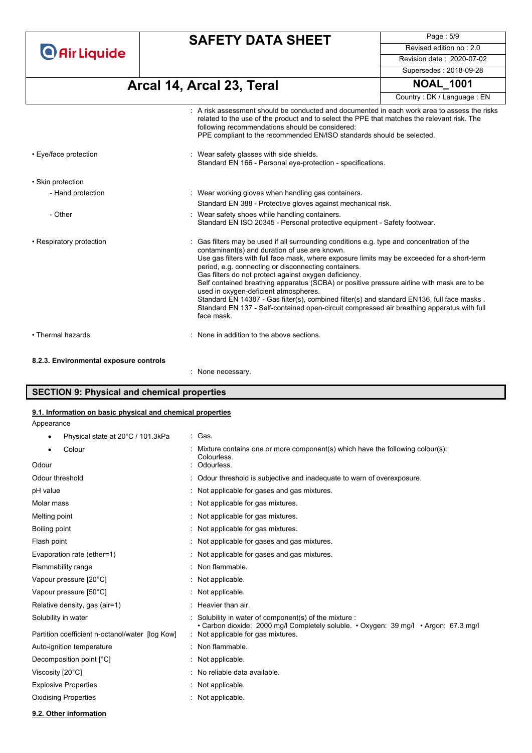| | |
|---|---|
| | : A risk assessment should be conducted and documented in each work area to assess the risks related to the use of the product and to select the PPE that matches the relevant risk. The following recommendations should be considered: PPE compliant to the recommended EN/ISO standards should be selected. |
| • Eye/face protection | : Wear safety glasses with side shields. Standard EN 166 - Personal eye-protection - specifications. |
| • Skin protection | |
| - Hand protection | : Wear working gloves when handling gas containers. Standard EN 388 - Protective gloves against mechanical risk. |
| - Other | : Wear safety shoes while handling containers. Standard EN ISO 20345 - Personal protective equipment - Safety footwear. |
| • Respiratory protection | : Gas filters may be used if all surrounding conditions e.g. type and concentration of the contaminant(s) and duration of use are known. Use gas filters with full face mask, where exposure limits may be exceeded for a short-term period, e.g. connecting or disconnecting containers. Gas filters do not protect against oxygen deficiency. Self contained breathing apparatus (SCBA) or positive pressure airline with mask are to be used in oxygen-deficient atmospheres. Standard EN 14387 - Gas filter(s), combined filter(s) and standard EN136, full face masks . Standard EN 137 - Self-contained open-circuit compressed air breathing apparatus with full face mask. |
| • Thermal hazards | : None in addition to the above sections. |

**8.2.3. Environmental exposure controls**

: None necessary.

## SECTION 9: Physical and chemical properties

### 9.1. Information on basic physical and chemical properties

Appearance

| | |
|---|---|
| • Physical state at 20°C / 101.3kPa | : Gas. |
| • Colour | : Mixture contains one or more component(s) which have the following colour(s): Colourless. |
| Odour | : Odourless. |
| Odour threshold | : Odour threshold is subjective and inadequate to warn of overexposure. |
| pH value | : Not applicable for gases and gas mixtures. |
| Molar mass | : Not applicable for gas mixtures. |
| Melting point | : Not applicable for gas mixtures. |
| Boiling point | : Not applicable for gas mixtures. |
| Flash point | : Not applicable for gases and gas mixtures. |
| Evaporation rate (ether=1) | : Not applicable for gases and gas mixtures. |
| Flammability range | : Non flammable. |
| Vapour pressure [20°C] | : Not applicable. |
| Vapour pressure [50°C] | : Not applicable. |
| Relative density, gas (air=1) | : Heavier than air. |
| Solubility in water | : Solubility in water of component(s) of the mixture : • Carbon dioxide: 2000 mg/l Completely soluble. • Oxygen: 39 mg/l • Argon: 67.3 mg/l |
| Partition coefficient n-octanol/water [log Kow] | : Not applicable for gas mixtures. |
| Auto-ignition temperature | : Non flammable. |
| Decomposition point [°C] | : Not applicable. |
| Viscosity [20°C] | : No reliable data available. |
| Explosive Properties | : Not applicable. |
| Oxidising Properties | : Not applicable. |

### 9.2. Other information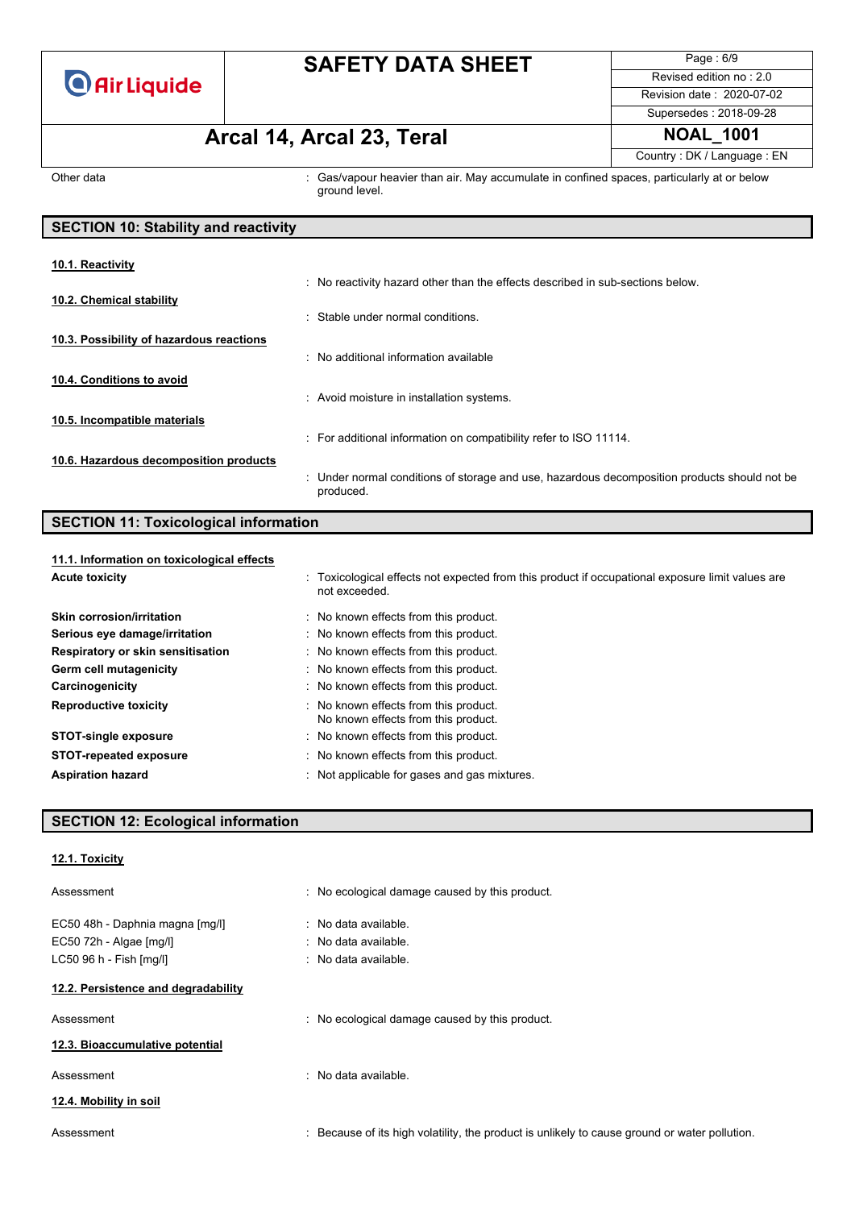Other data : Gas/vapour heavier than air. May accumulate in confined spaces, particularly at or below ground level.

## SECTION 10: Stability and reactivity

**10.1. Reactivity**

: No reactivity hazard other than the effects described in sub-sections below.

**10.2. Chemical stability**

: Stable under normal conditions.

**10.3. Possibility of hazardous reactions**

: No additional information available

**10.4. Conditions to avoid**

: Avoid moisture in installation systems.

**10.5. Incompatible materials**

: For additional information on compatibility refer to ISO 11114.

**10.6. Hazardous decomposition products**

: Under normal conditions of storage and use, hazardous decomposition products should not be produced.

## SECTION 11: Toxicological information

**11.1. Information on toxicological effects**

**Acute toxicity** : Toxicological effects not expected from this product if occupational exposure limit values are not exceeded.

**Skin corrosion/irritation** : No known effects from this product.

**Serious eye damage/irritation** : No known effects from this product.

**Respiratory or skin sensitisation** : No known effects from this product.

**Germ cell mutagenicity** : No known effects from this product.

**Carcinogenicity** : No known effects from this product.

**Reproductive toxicity** : No known effects from this product.
No known effects from this product.

**STOT-single exposure** : No known effects from this product.

**STOT-repeated exposure** : No known effects from this product.

**Aspiration hazard** : Not applicable for gases and gas mixtures.

## SECTION 12: Ecological information

**12.1. Toxicity**

Assessment : No ecological damage caused by this product.

EC50 48h - Daphnia magna [mg/l] : No data available.

EC50 72h - Algae [mg/l] : No data available.

LC50 96 h - Fish [mg/l] : No data available.

**12.2. Persistence and degradability**

Assessment : No ecological damage caused by this product.

**12.3. Bioaccumulative potential**

Assessment : No data available.

**12.4. Mobility in soil**

Assessment : Because of its high volatility, the product is unlikely to cause ground or water pollution.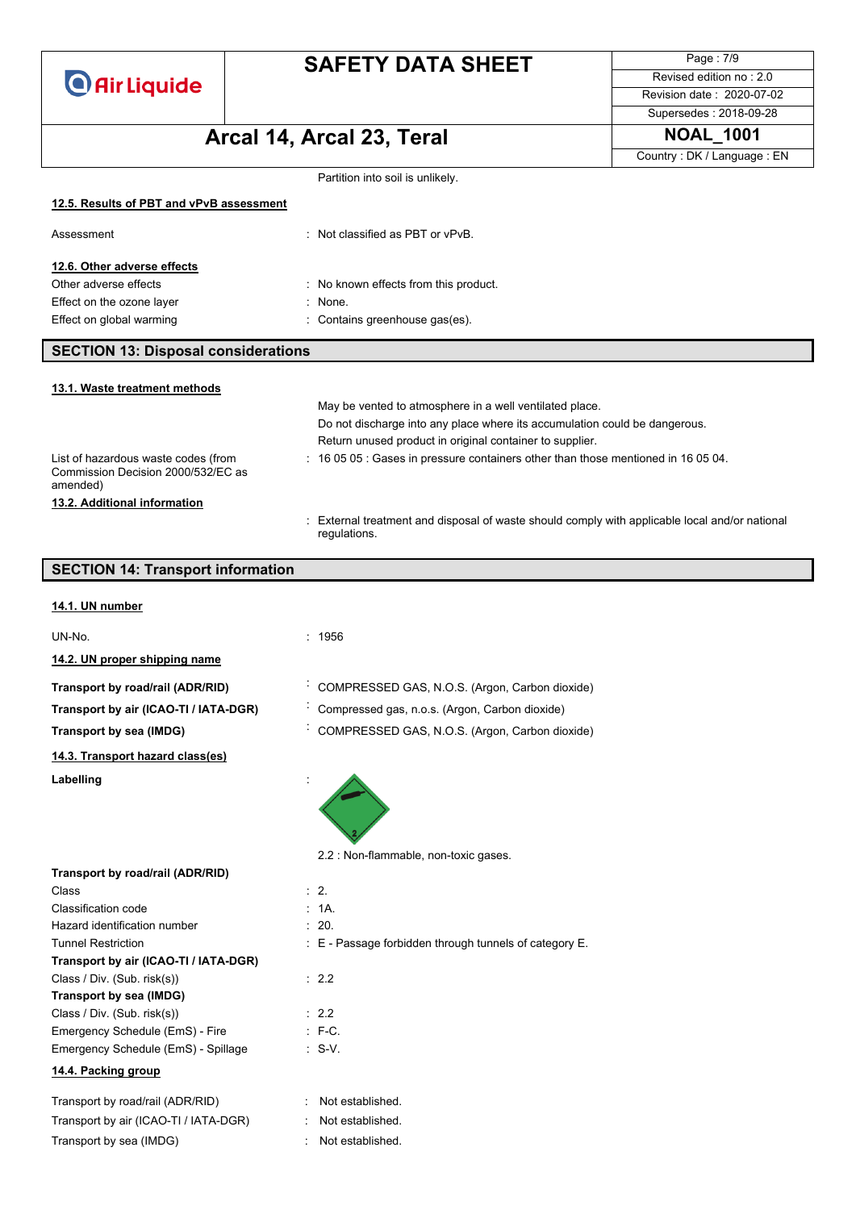Partition into soil is unlikely.

### 12.5. Results of PBT and vPvB assessment

| | |
|---|---|
| Assessment | : Not classified as PBT or vPvB. |

### 12.6. Other adverse effects

| | |
|---|---|
| Other adverse effects | : No known effects from this product. |
| Effect on the ozone layer | : None. |
| Effect on global warming | : Contains greenhouse gas(es). |

## SECTION 13: Disposal considerations

### 13.1. Waste treatment methods

May be vented to atmosphere in a well ventilated place.
Do not discharge into any place where its accumulation could be dangerous.
Return unused product in original container to supplier.

| | |
|---|---|
| List of hazardous waste codes (from Commission Decision 2000/532/EC as amended) | : 16 05 05 : Gases in pressure containers other than those mentioned in 16 05 04. |

### 13.2. Additional information

: External treatment and disposal of waste should comply with applicable local and/or national regulations.

## SECTION 14: Transport information

### 14.1. UN number

| | |
|---|---|
| UN-No. | : 1956 |

### 14.2. UN proper shipping name

| | |
|---|---|
| **Transport by road/rail (ADR/RID)** | : COMPRESSED GAS, N.O.S. (Argon, Carbon dioxide) |
| **Transport by air (ICAO-TI / IATA-DGR)** | : Compressed gas, n.o.s. (Argon, Carbon dioxide) |
| **Transport by sea (IMDG)** | : COMPRESSED GAS, N.O.S. (Argon, Carbon dioxide) |

### 14.3. Transport hazard class(es)

**Labelling** :

2.2 : Non-flammable, non-toxic gases.

| | |
|---|---|
| **Transport by road/rail (ADR/RID)** | |
| Class | : 2. |
| Classification code | : 1A. |
| Hazard identification number | : 20. |
| Tunnel Restriction | : E - Passage forbidden through tunnels of category E. |
| **Transport by air (ICAO-TI / IATA-DGR)** | |
| Class / Div. (Sub. risk(s)) | : 2.2 |
| **Transport by sea (IMDG)** | |
| Class / Div. (Sub. risk(s)) | : 2.2 |
| Emergency Schedule (EmS) - Fire | : F-C. |
| Emergency Schedule (EmS) - Spillage | : S-V. |

### 14.4. Packing group

| | |
|---|---|
| Transport by road/rail (ADR/RID) | : Not established. |
| Transport by air (ICAO-TI / IATA-DGR) | : Not established. |
| Transport by sea (IMDG) | : Not established. |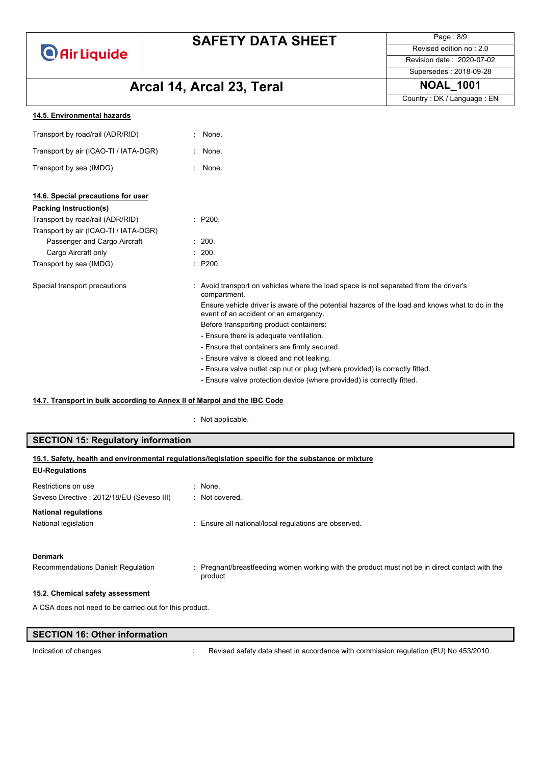#### 14.5. Environmental hazards

| | |
|---|---|
| Transport by road/rail (ADR/RID) | : None. |
| Transport by air (ICAO-TI / IATA-DGR) | : None. |
| Transport by sea (IMDG) | : None. |

#### 14.6. Special precautions for user

**Packing Instruction(s)**

| | |
|---|---|
| Transport by road/rail (ADR/RID) | : P200. |
| Transport by air (ICAO-TI / IATA-DGR) | |
| Passenger and Cargo Aircraft | : 200. |
| Cargo Aircraft only | : 200. |
| Transport by sea (IMDG) | : P200. |

Special transport precautions : Avoid transport on vehicles where the load space is not separated from the driver's compartment.
Ensure vehicle driver is aware of the potential hazards of the load and knows what to do in the event of an accident or an emergency.
Before transporting product containers:
- Ensure there is adequate ventilation.
- Ensure that containers are firmly secured.
- Ensure valve is closed and not leaking.
- Ensure valve outlet cap nut or plug (where provided) is correctly fitted.
- Ensure valve protection device (where provided) is correctly fitted.

#### 14.7. Transport in bulk according to Annex II of Marpol and the IBC Code

: Not applicable.

## SECTION 15: Regulatory information

#### 15.1. Safety, health and environmental regulations/legislation specific for the substance or mixture

**EU-Regulations**

| | |
|---|---|
| Restrictions on use | : None. |
| Seveso Directive : 2012/18/EU (Seveso III) | : Not covered. |

**National regulations**

| | |
|---|---|
| National legislation | : Ensure all national/local regulations are observed. |

**Denmark**

| | |
|---|---|
| Recommendations Danish Regulation | : Pregnant/breastfeeding women working with the product must not be in direct contact with the product |

#### 15.2. Chemical safety assessment

A CSA does not need to be carried out for this product.

## SECTION 16: Other information

| | |
|---|---|
| Indication of changes | : Revised safety data sheet in accordance with commission regulation (EU) No 453/2010. |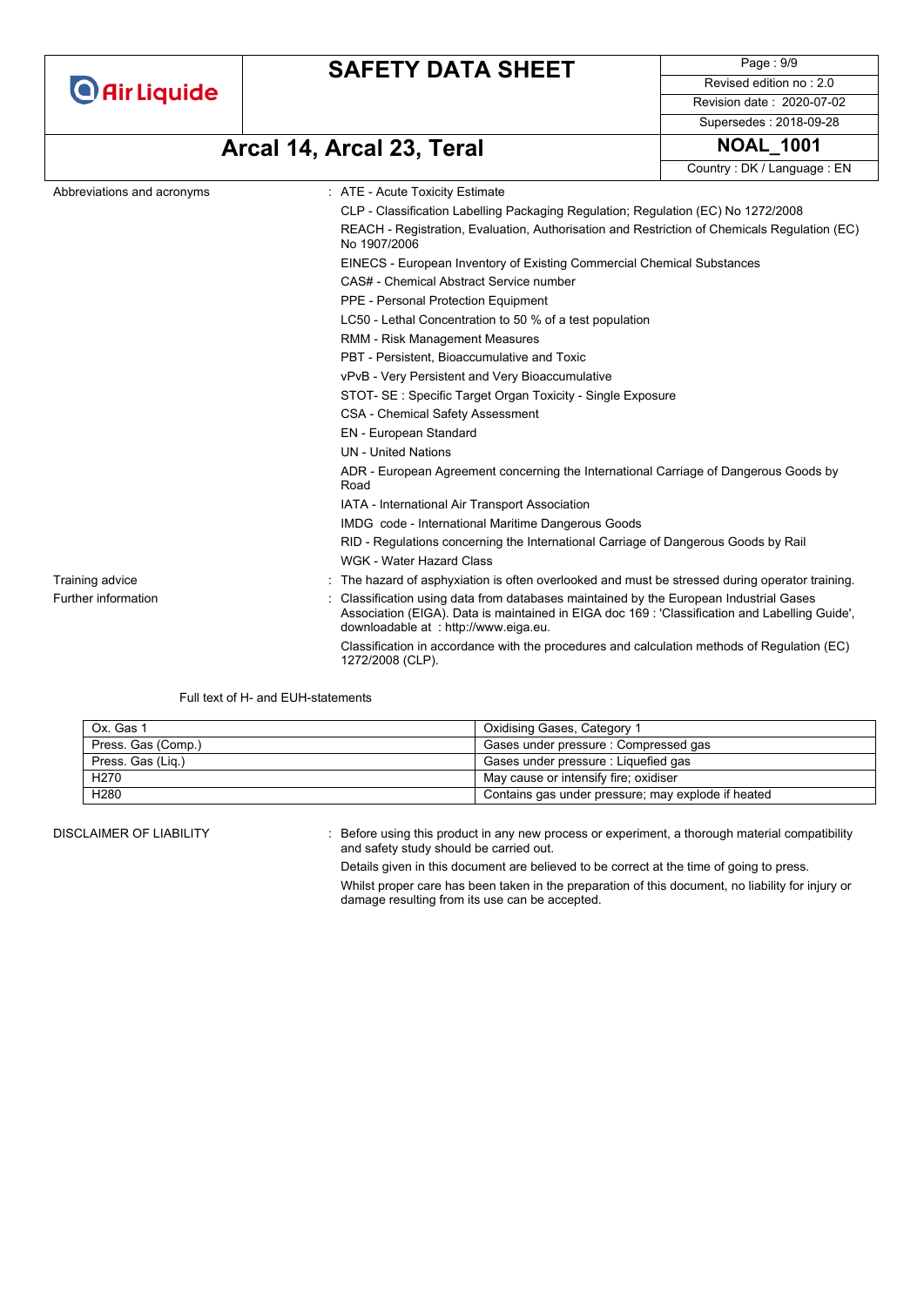Abbreviations and acronyms : ATE - Acute Toxicity Estimate

CLP - Classification Labelling Packaging Regulation; Regulation (EC) No 1272/2008

REACH - Registration, Evaluation, Authorisation and Restriction of Chemicals Regulation (EC) No 1907/2006

EINECS - European Inventory of Existing Commercial Chemical Substances

CAS# - Chemical Abstract Service number

PPE - Personal Protection Equipment

LC50 - Lethal Concentration to 50 % of a test population

RMM - Risk Management Measures

PBT - Persistent, Bioaccumulative and Toxic

vPvB - Very Persistent and Very Bioaccumulative

STOT- SE : Specific Target Organ Toxicity - Single Exposure

CSA - Chemical Safety Assessment

EN - European Standard

UN - United Nations

ADR - European Agreement concerning the International Carriage of Dangerous Goods by Road

IATA - International Air Transport Association

IMDG code - International Maritime Dangerous Goods

RID - Regulations concerning the International Carriage of Dangerous Goods by Rail

WGK - Water Hazard Class

Training advice : The hazard of asphyxiation is often overlooked and must be stressed during operator training.

Further information : Classification using data from databases maintained by the European Industrial Gases Association (EIGA). Data is maintained in EIGA doc 169 : 'Classification and Labelling Guide', downloadable at : http://www.eiga.eu.

Classification in accordance with the procedures and calculation methods of Regulation (EC) 1272/2008 (CLP).

Full text of H- and EUH-statements

| | |
|---|---|
| Ox. Gas 1 | Oxidising Gases, Category 1 |
| Press. Gas (Comp.) | Gases under pressure : Compressed gas |
| Press. Gas (Liq.) | Gases under pressure : Liquefied gas |
| H270 | May cause or intensify fire; oxidiser |
| H280 | Contains gas under pressure; may explode if heated |

DISCLAIMER OF LIABILITY : Before using this product in any new process or experiment, a thorough material compatibility and safety study should be carried out.

Details given in this document are believed to be correct at the time of going to press.

Whilst proper care has been taken in the preparation of this document, no liability for injury or damage resulting from its use can be accepted.